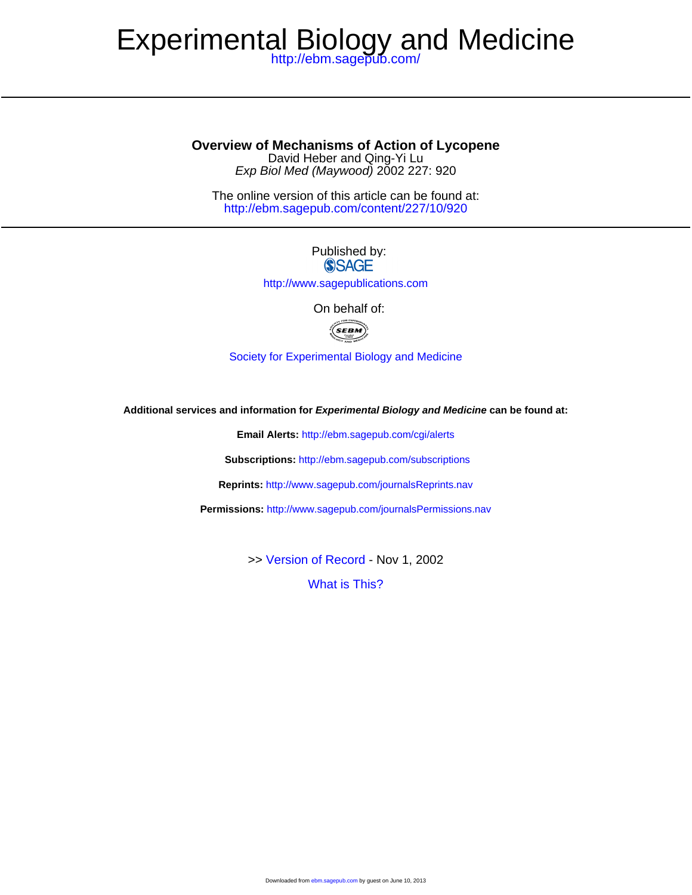# Experimental Biology and Medicine

http://ebm.sagepub.com/

## Overview of Mechanisms of Action of Lycopene

David Heber and Qing-Yi Lu

*Exp Biol Med (Maywood)* 2002 227: 920

The online version of this article can be found at:
http://ebm.sagepub.com/content/227/10/920

Published by:
SAGE

http://www.sagepublications.com

On behalf of:

Society for Experimental Biology and Medicine

**Additional services and information for *Experimental Biology and Medicine* can be found at:**

**Email Alerts:** http://ebm.sagepub.com/cgi/alerts

**Subscriptions:** http://ebm.sagepub.com/subscriptions

**Reprints:** http://www.sagepub.com/journalsReprints.nav

**Permissions:** http://www.sagepub.com/journalsPermissions.nav

>> Version of Record - Nov 1, 2002

What is This?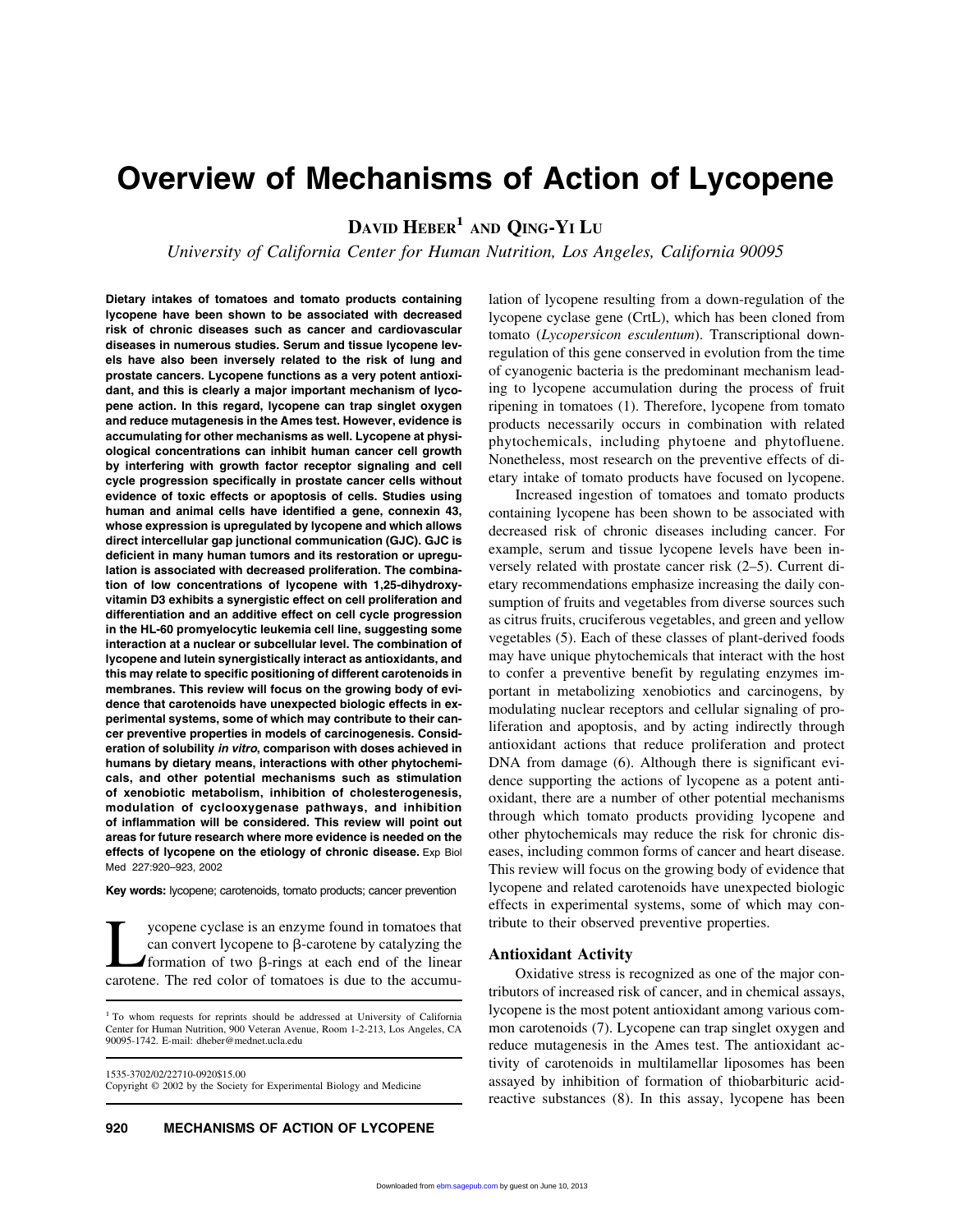# Overview of Mechanisms of Action of Lycopene

**David Heber[1] and Qing-Yi Lu**

*University of California Center for Human Nutrition, Los Angeles, California 90095*

**Dietary intakes of tomatoes and tomato products containing lycopene have been shown to be associated with decreased risk of chronic diseases such as cancer and cardiovascular diseases in numerous studies. Serum and tissue lycopene levels have also been inversely related to the risk of lung and prostate cancers. Lycopene functions as a very potent antioxidant, and this is clearly a major important mechanism of lycopene action. In this regard, lycopene can trap singlet oxygen and reduce mutagenesis in the Ames test. However, evidence is accumulating for other mechanisms as well. Lycopene at physiological concentrations can inhibit human cancer cell growth by interfering with growth factor receptor signaling and cell cycle progression specifically in prostate cancer cells without evidence of toxic effects or apoptosis of cells. Studies using human and animal cells have identified a gene, connexin 43, whose expression is upregulated by lycopene and which allows direct intercellular gap junctional communication (GJC). GJC is deficient in many human tumors and its restoration or upregulation is associated with decreased proliferation. The combination of low concentrations of lycopene with 1,25-dihydroxyvitamin D3 exhibits a synergistic effect on cell proliferation and differentiation and an additive effect on cell cycle progression in the HL-60 promyelocytic leukemia cell line, suggesting some interaction at a nuclear or subcellular level. The combination of lycopene and lutein synergistically interact as antioxidants, and this may relate to specific positioning of different carotenoids in membranes. This review will focus on the growing body of evidence that carotenoids have unexpected biologic effects in experimental systems, some of which may contribute to their cancer preventive properties in models of carcinogenesis. Consideration of solubility *in vitro*, comparison with doses achieved in humans by dietary means, interactions with other phytochemicals, and other potential mechanisms such as stimulation of xenobiotic metabolism, inhibition of cholesterogenesis, modulation of cyclooxygenase pathways, and inhibition of inflammation will be considered. This review will point out areas for future research where more evidence is needed on the effects of lycopene on the etiology of chronic disease.** Exp Biol Med 227:920–923, 2002

**Key words:** lycopene; carotenoids, tomato products; cancer prevention

Lycopene cyclase is an enzyme found in tomatoes that can convert lycopene to β-carotene by catalyzing the formation of two β-rings at each end of the linear carotene. The red color of tomatoes is due to the accumulation of lycopene resulting from a down-regulation of the lycopene cyclase gene (CrtL), which has been cloned from tomato (*Lycopersicon esculentum*). Transcriptional down-regulation of this gene conserved in evolution from the time of cyanogenic bacteria is the predominant mechanism leading to lycopene accumulation during the process of fruit ripening in tomatoes (1). Therefore, lycopene from tomato products necessarily occurs in combination with related phytochemicals, including phytoene and phytofluene. Nonetheless, most research on the preventive effects of dietary intake of tomato products have focused on lycopene.

Increased ingestion of tomatoes and tomato products containing lycopene has been shown to be associated with decreased risk of chronic diseases including cancer. For example, serum and tissue lycopene levels have been inversely related with prostate cancer risk (2–5). Current dietary recommendations emphasize increasing the daily consumption of fruits and vegetables from diverse sources such as citrus fruits, cruciferous vegetables, and green and yellow vegetables (5). Each of these classes of plant-derived foods may have unique phytochemicals that interact with the host to confer a preventive benefit by regulating enzymes important in metabolizing xenobiotics and carcinogens, by modulating nuclear receptors and cellular signaling of proliferation and apoptosis, and by acting indirectly through antioxidant actions that reduce proliferation and protect DNA from damage (6). Although there is significant evidence supporting the actions of lycopene as a potent antioxidant, there are a number of other potential mechanisms through which tomato products providing lycopene and other phytochemicals may reduce the risk for chronic diseases, including common forms of cancer and heart disease. This review will focus on the growing body of evidence that lycopene and related carotenoids have unexpected biologic effects in experimental systems, some of which may contribute to their observed preventive properties.

## Antioxidant Activity

Oxidative stress is recognized as one of the major contributors of increased risk of cancer, and in chemical assays, lycopene is the most potent antioxidant among various common carotenoids (7). Lycopene can trap singlet oxygen and reduce mutagenesis in the Ames test. The antioxidant activity of carotenoids in multilamellar liposomes has been assayed by inhibition of formation of thiobarbituric acid-reactive substances (8). In this assay, lycopene has been

[1] To whom requests for reprints should be addressed at University of California Center for Human Nutrition, 900 Veteran Avenue, Room 1-2-213, Los Angeles, CA 90095-1742. E-mail: dheber@mednet.ucla.edu

1535-3702/02/22710-0920$15.00
Copyright © 2002 by the Society for Experimental Biology and Medicine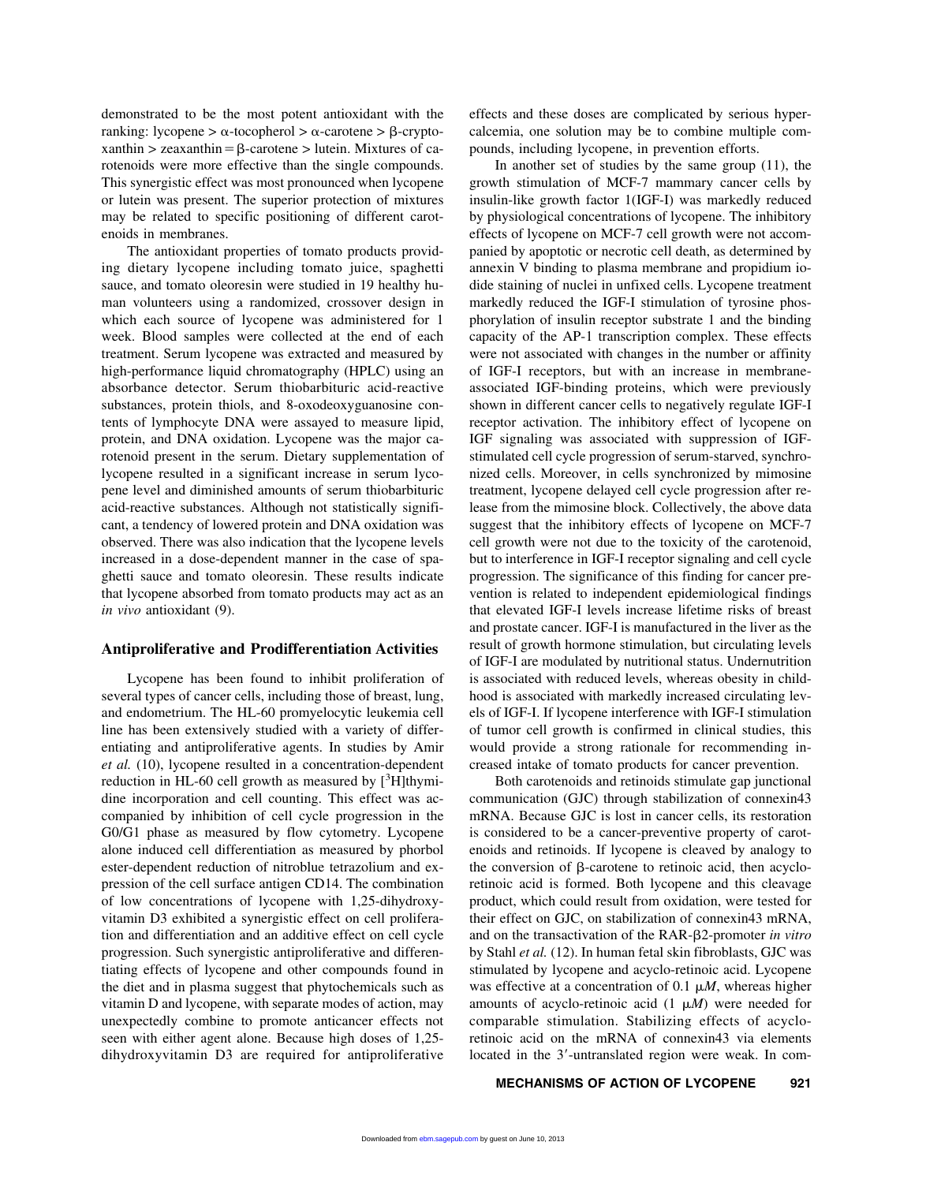demonstrated to be the most potent antioxidant with the ranking: lycopene > α-tocopherol > α-carotene > β-cryptoxanthin > zeaxanthin = β-carotene > lutein. Mixtures of carotenoids were more effective than the single compounds. This synergistic effect was most pronounced when lycopene or lutein was present. The superior protection of mixtures may be related to specific positioning of different carotenoids in membranes.

The antioxidant properties of tomato products providing dietary lycopene including tomato juice, spaghetti sauce, and tomato oleoresin were studied in 19 healthy human volunteers using a randomized, crossover design in which each source of lycopene was administered for 1 week. Blood samples were collected at the end of each treatment. Serum lycopene was extracted and measured by high-performance liquid chromatography (HPLC) using an absorbance detector. Serum thiobarbituric acid-reactive substances, protein thiols, and 8-oxodeoxyguanosine contents of lymphocyte DNA were assayed to measure lipid, protein, and DNA oxidation. Lycopene was the major carotenoid present in the serum. Dietary supplementation of lycopene resulted in a significant increase in serum lycopene level and diminished amounts of serum thiobarbituric acid-reactive substances. Although not statistically significant, a tendency of lowered protein and DNA oxidation was observed. There was also indication that the lycopene levels increased in a dose-dependent manner in the case of spaghetti sauce and tomato oleoresin. These results indicate that lycopene absorbed from tomato products may act as an *in vivo* antioxidant (9).

## Antiproliferative and Prodifferentiation Activities

Lycopene has been found to inhibit proliferation of several types of cancer cells, including those of breast, lung, and endometrium. The HL-60 promyelocytic leukemia cell line has been extensively studied with a variety of differentiating and antiproliferative agents. In studies by Amir *et al.* (10), lycopene resulted in a concentration-dependent reduction in HL-60 cell growth as measured by [$^3$H]thymidine incorporation and cell counting. This effect was accompanied by inhibition of cell cycle progression in the G0/G1 phase as measured by flow cytometry. Lycopene alone induced cell differentiation as measured by phorbol ester-dependent reduction of nitroblue tetrazolium and expression of the cell surface antigen CD14. The combination of low concentrations of lycopene with 1,25-dihydroxyvitamin D3 exhibited a synergistic effect on cell proliferation and differentiation and an additive effect on cell cycle progression. Such synergistic antiproliferative and differentiating effects of lycopene and other compounds found in the diet and in plasma suggest that phytochemicals such as vitamin D and lycopene, with separate modes of action, may unexpectedly combine to promote anticancer effects not seen with either agent alone. Because high doses of 1,25-dihydroxyvitamin D3 are required for antiproliferative effects and these doses are complicated by serious hypercalcemia, one solution may be to combine multiple compounds, including lycopene, in prevention efforts.

In another set of studies by the same group (11), the growth stimulation of MCF-7 mammary cancer cells by insulin-like growth factor 1(IGF-I) was markedly reduced by physiological concentrations of lycopene. The inhibitory effects of lycopene on MCF-7 cell growth were not accompanied by apoptotic or necrotic cell death, as determined by annexin V binding to plasma membrane and propidium iodide staining of nuclei in unfixed cells. Lycopene treatment markedly reduced the IGF-I stimulation of tyrosine phosphorylation of insulin receptor substrate 1 and the binding capacity of the AP-1 transcription complex. These effects were not associated with changes in the number or affinity of IGF-I receptors, but with an increase in membrane-associated IGF-binding proteins, which were previously shown in different cancer cells to negatively regulate IGF-I receptor activation. The inhibitory effect of lycopene on IGF signaling was associated with suppression of IGF-stimulated cell cycle progression of serum-starved, synchronized cells. Moreover, in cells synchronized by mimosine treatment, lycopene delayed cell cycle progression after release from the mimosine block. Collectively, the above data suggest that the inhibitory effects of lycopene on MCF-7 cell growth were not due to the toxicity of the carotenoid, but to interference in IGF-I receptor signaling and cell cycle progression. The significance of this finding for cancer prevention is related to independent epidemiological findings that elevated IGF-I levels increase lifetime risks of breast and prostate cancer. IGF-I is manufactured in the liver as the result of growth hormone stimulation, but circulating levels of IGF-I are modulated by nutritional status. Undernutrition is associated with reduced levels, whereas obesity in childhood is associated with markedly increased circulating levels of IGF-I. If lycopene interference with IGF-I stimulation of tumor cell growth is confirmed in clinical studies, this would provide a strong rationale for recommending increased intake of tomato products for cancer prevention.

Both carotenoids and retinoids stimulate gap junctional communication (GJC) through stabilization of connexin43 mRNA. Because GJC is lost in cancer cells, its restoration is considered to be a cancer-preventive property of carotenoids and retinoids. If lycopene is cleaved by analogy to the conversion of β-carotene to retinoic acid, then acycloretinoic acid is formed. Both lycopene and this cleavage product, which could result from oxidation, were tested for their effect on GJC, on stabilization of connexin43 mRNA, and on the transactivation of the RAR-β2-promoter *in vitro* by Stahl *et al.* (12). In human fetal skin fibroblasts, GJC was stimulated by lycopene and acyclo-retinoic acid. Lycopene was effective at a concentration of 0.1 μ*M*, whereas higher amounts of acyclo-retinoic acid (1 μ*M*) were needed for comparable stimulation. Stabilizing effects of acyclo-retinoic acid on the mRNA of connexin43 via elements located in the 3′-untranslated region were weak. In com-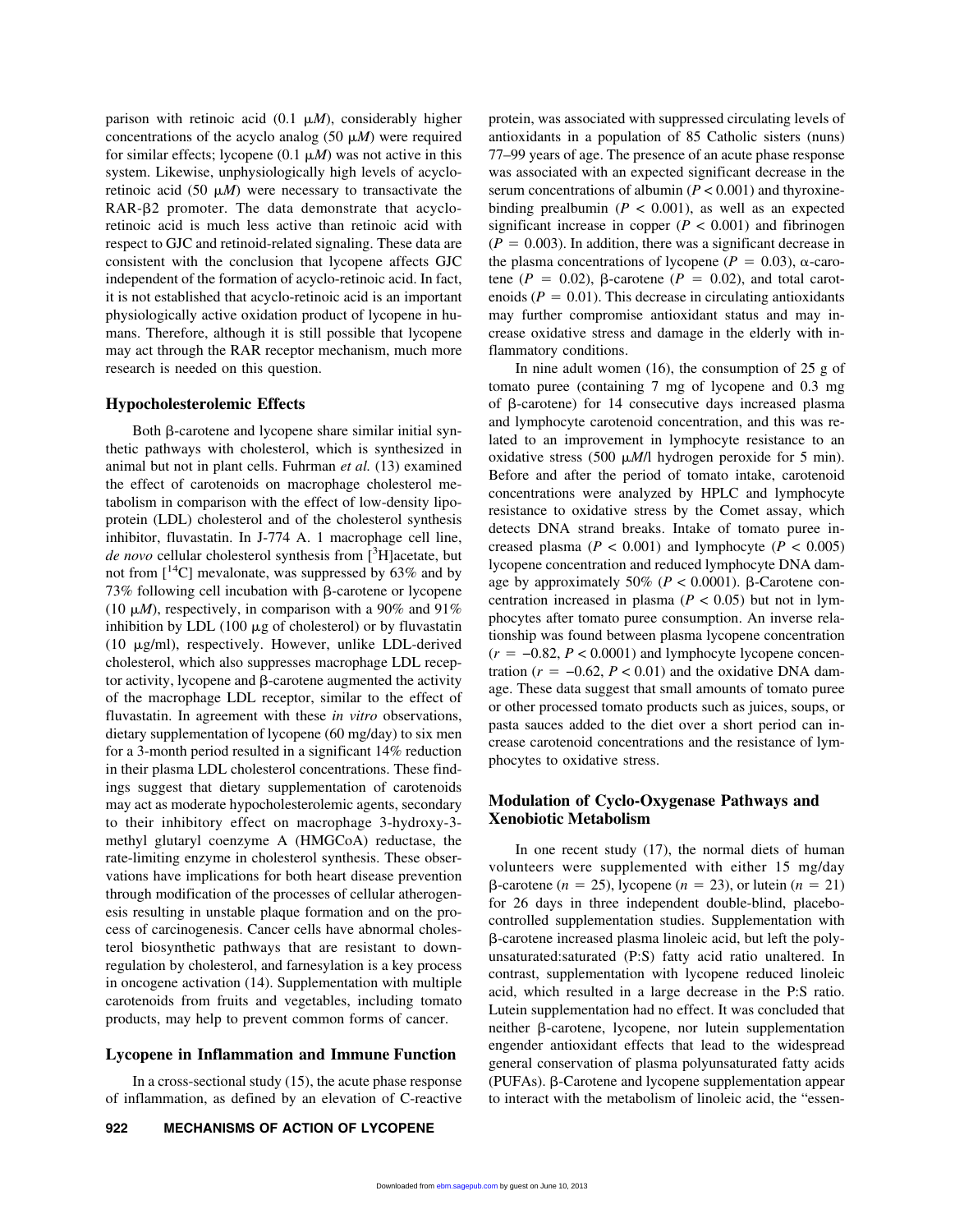parison with retinoic acid (0.1 μ*M*), considerably higher concentrations of the acyclo analog (50 μ*M*) were required for similar effects; lycopene (0.1 μ*M*) was not active in this system. Likewise, unphysiologically high levels of acyclo-retinoic acid (50 μ*M*) were necessary to transactivate the RAR-β2 promoter. The data demonstrate that acyclo-retinoic acid is much less active than retinoic acid with respect to GJC and retinoid-related signaling. These data are consistent with the conclusion that lycopene affects GJC independent of the formation of acyclo-retinoic acid. In fact, it is not established that acyclo-retinoic acid is an important physiologically active oxidation product of lycopene in humans. Therefore, although it is still possible that lycopene may act through the RAR receptor mechanism, much more research is needed on this question.

## Hypocholesterolemic Effects

Both β-carotene and lycopene share similar initial synthetic pathways with cholesterol, which is synthesized in animal but not in plant cells. Fuhrman *et al.* (13) examined the effect of carotenoids on macrophage cholesterol metabolism in comparison with the effect of low-density lipoprotein (LDL) cholesterol and of the cholesterol synthesis inhibitor, fluvastatin. In J-774 A. 1 macrophage cell line, *de novo* cellular cholesterol synthesis from [$^{3}$H]acetate, but not from [$^{14}$C] mevalonate, was suppressed by 63% and by 73% following cell incubation with β-carotene or lycopene (10 μ*M*), respectively, in comparison with a 90% and 91% inhibition by LDL (100 μg of cholesterol) or by fluvastatin (10 μg/ml), respectively. However, unlike LDL-derived cholesterol, which also suppresses macrophage LDL receptor activity, lycopene and β-carotene augmented the activity of the macrophage LDL receptor, similar to the effect of fluvastatin. In agreement with these *in vitro* observations, dietary supplementation of lycopene (60 mg/day) to six men for a 3-month period resulted in a significant 14% reduction in their plasma LDL cholesterol concentrations. These findings suggest that dietary supplementation of carotenoids may act as moderate hypocholesterolemic agents, secondary to their inhibitory effect on macrophage 3-hydroxy-3-methyl glutaryl coenzyme A (HMGCoA) reductase, the rate-limiting enzyme in cholesterol synthesis. These observations have implications for both heart disease prevention through modification of the processes of cellular atherogenesis resulting in unstable plaque formation and on the process of carcinogenesis. Cancer cells have abnormal cholesterol biosynthetic pathways that are resistant to down-regulation by cholesterol, and farnesylation is a key process in oncogene activation (14). Supplementation with multiple carotenoids from fruits and vegetables, including tomato products, may help to prevent common forms of cancer.

## Lycopene in Inflammation and Immune Function

In a cross-sectional study (15), the acute phase response of inflammation, as defined by an elevation of C-reactive protein, was associated with suppressed circulating levels of antioxidants in a population of 85 Catholic sisters (nuns) 77–99 years of age. The presence of an acute phase response was associated with an expected significant decrease in the serum concentrations of albumin ($P < 0.001$) and thyroxine-binding prealbumin ($P < 0.001$), as well as an expected significant increase in copper ($P < 0.001$) and fibrinogen ($P = 0.003$). In addition, there was a significant decrease in the plasma concentrations of lycopene ($P = 0.03$), α-carotene ($P = 0.02$), β-carotene ($P = 0.02$), and total carotenoids ($P = 0.01$). This decrease in circulating antioxidants may further compromise antioxidant status and may increase oxidative stress and damage in the elderly with inflammatory conditions.

In nine adult women (16), the consumption of 25 g of tomato puree (containing 7 mg of lycopene and 0.3 mg of β-carotene) for 14 consecutive days increased plasma and lymphocyte carotenoid concentration, and this was related to an improvement in lymphocyte resistance to an oxidative stress (500 μ*M*/l hydrogen peroxide for 5 min). Before and after the period of tomato intake, carotenoid concentrations were analyzed by HPLC and lymphocyte resistance to oxidative stress by the Comet assay, which detects DNA strand breaks. Intake of tomato puree increased plasma ($P < 0.001$) and lymphocyte ($P < 0.005$) lycopene concentration and reduced lymphocyte DNA damage by approximately 50% ($P < 0.0001$). β-Carotene concentration increased in plasma ($P < 0.05$) but not in lymphocytes after tomato puree consumption. An inverse relationship was found between plasma lycopene concentration ($r = -0.82$, $P < 0.0001$) and lymphocyte lycopene concentration ($r = -0.62$, $P < 0.01$) and the oxidative DNA damage. These data suggest that small amounts of tomato puree or other processed tomato products such as juices, soups, or pasta sauces added to the diet over a short period can increase carotenoid concentrations and the resistance of lymphocytes to oxidative stress.

## Modulation of Cyclo-Oxygenase Pathways and Xenobiotic Metabolism

In one recent study (17), the normal diets of human volunteers were supplemented with either 15 mg/day β-carotene ($n = 25$), lycopene ($n = 23$), or lutein ($n = 21$) for 26 days in three independent double-blind, placebo-controlled supplementation studies. Supplementation with β-carotene increased plasma linoleic acid, but left the polyunsaturated:saturated (P:S) fatty acid ratio unaltered. In contrast, supplementation with lycopene reduced linoleic acid, which resulted in a large decrease in the P:S ratio. Lutein supplementation had no effect. It was concluded that neither β-carotene, lycopene, nor lutein supplementation engender antioxidant effects that lead to the widespread general conservation of plasma polyunsaturated fatty acids (PUFAs). β-Carotene and lycopene supplementation appear to interact with the metabolism of linoleic acid, the "essen-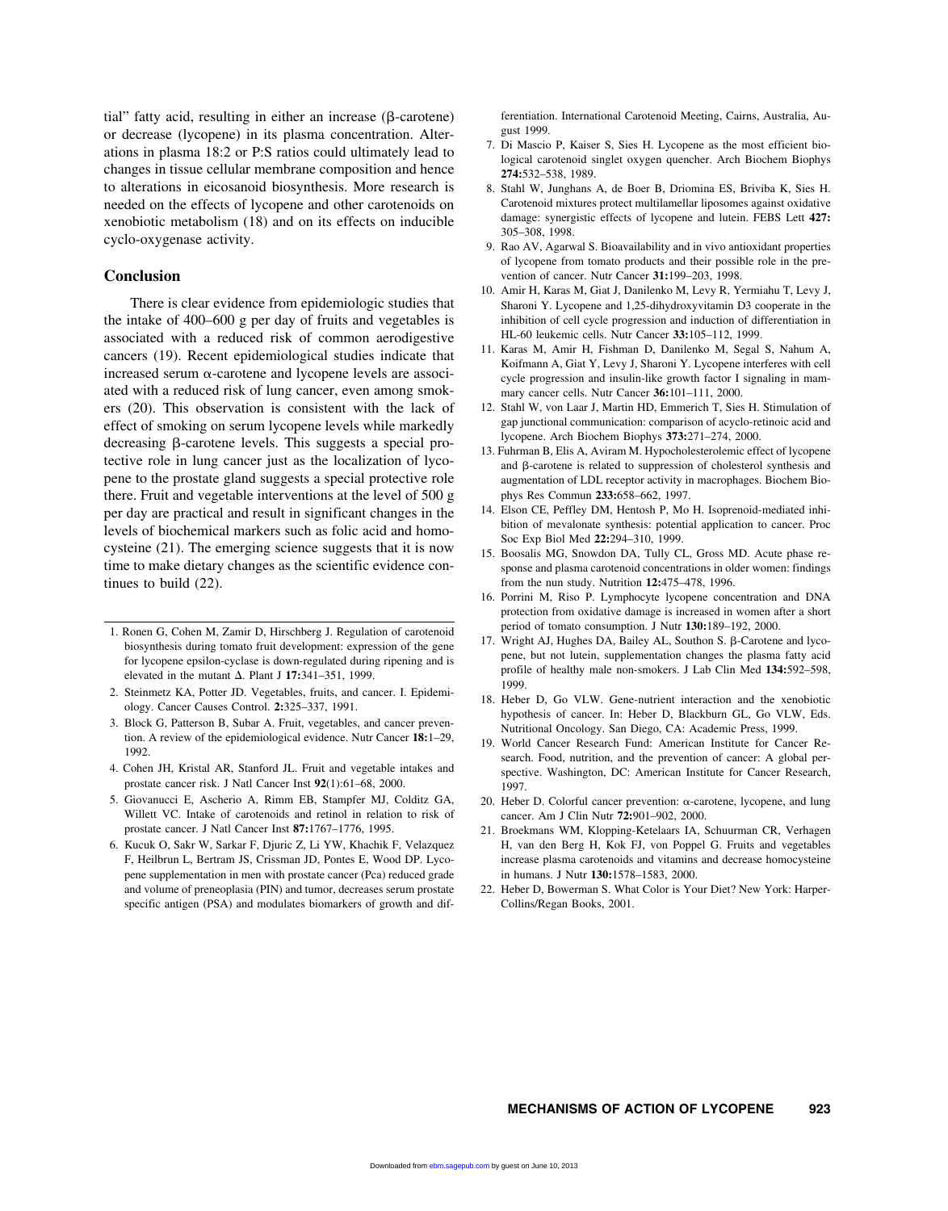tial" fatty acid, resulting in either an increase (β-carotene) or decrease (lycopene) in its plasma concentration. Alterations in plasma 18:2 or P:S ratios could ultimately lead to changes in tissue cellular membrane composition and hence to alterations in eicosanoid biosynthesis. More research is needed on the effects of lycopene and other carotenoids on xenobiotic metabolism (18) and on its effects on inducible cyclo-oxygenase activity.

## Conclusion

There is clear evidence from epidemiologic studies that the intake of 400–600 g per day of fruits and vegetables is associated with a reduced risk of common aerodigestive cancers (19). Recent epidemiological studies indicate that increased serum α-carotene and lycopene levels are associated with a reduced risk of lung cancer, even among smokers (20). This observation is consistent with the lack of effect of smoking on serum lycopene levels while markedly decreasing β-carotene levels. This suggests a special protective role in lung cancer just as the localization of lycopene to the prostate gland suggests a special protective role there. Fruit and vegetable interventions at the level of 500 g per day are practical and result in significant changes in the levels of biochemical markers such as folic acid and homocysteine (21). The emerging science suggests that it is now time to make dietary changes as the scientific evidence continues to build (22).

1. Ronen G, Cohen M, Zamir D, Hirschberg J. Regulation of carotenoid biosynthesis during tomato fruit development: expression of the gene for lycopene epsilon-cyclase is down-regulated during ripening and is elevated in the mutant Δ. Plant J **17:**341–351, 1999.
2. Steinmetz KA, Potter JD. Vegetables, fruits, and cancer. I. Epidemiology. Cancer Causes Control. **2:**325–337, 1991.
3. Block G, Patterson B, Subar A. Fruit, vegetables, and cancer prevention. A review of the epidemiological evidence. Nutr Cancer **18:**1–29, 1992.
4. Cohen JH, Kristal AR, Stanford JL. Fruit and vegetable intakes and prostate cancer risk. J Natl Cancer Inst **92**(1):61–68, 2000.
5. Giovanucci E, Ascherio A, Rimm EB, Stampfer MJ, Colditz GA, Willett VC. Intake of carotenoids and retinol in relation to risk of prostate cancer. J Natl Cancer Inst **87:**1767–1776, 1995.
6. Kucuk O, Sakr W, Sarkar F, Djuric Z, Li YW, Khachik F, Velazquez F, Heilbrun L, Bertram JS, Crissman JD, Pontes E, Wood DP. Lycopene supplementation in men with prostate cancer (Pca) reduced grade and volume of preneoplasia (PIN) and tumor, decreases serum prostate specific antigen (PSA) and modulates biomarkers of growth and differentiation. International Carotenoid Meeting, Cairns, Australia, August 1999.
7. Di Mascio P, Kaiser S, Sies H. Lycopene as the most efficient biological carotenoid singlet oxygen quencher. Arch Biochem Biophys **274:**532–538, 1989.
8. Stahl W, Junghans A, de Boer B, Driomina ES, Briviba K, Sies H. Carotenoid mixtures protect multilamellar liposomes against oxidative damage: synergistic effects of lycopene and lutein. FEBS Lett **427:** 305–308, 1998.
9. Rao AV, Agarwal S. Bioavailability and in vivo antioxidant properties of lycopene from tomato products and their possible role in the prevention of cancer. Nutr Cancer **31:**199–203, 1998.
10. Amir H, Karas M, Giat J, Danilenko M, Levy R, Yermiahu T, Levy J, Sharoni Y. Lycopene and 1,25-dihydroxyvitamin D3 cooperate in the inhibition of cell cycle progression and induction of differentiation in HL-60 leukemic cells. Nutr Cancer **33:**105–112, 1999.
11. Karas M, Amir H, Fishman D, Danilenko M, Segal S, Nahum A, Koifmann A, Giat Y, Levy J, Sharoni Y. Lycopene interferes with cell cycle progression and insulin-like growth factor I signaling in mammary cancer cells. Nutr Cancer **36:**101–111, 2000.
12. Stahl W, von Laar J, Martin HD, Emmerich T, Sies H. Stimulation of gap junctional communication: comparison of acyclo-retinoic acid and lycopene. Arch Biochem Biophys **373:**271–274, 2000.
13. Fuhrman B, Elis A, Aviram M. Hypocholesterolemic effect of lycopene and β-carotene is related to suppression of cholesterol synthesis and augmentation of LDL receptor activity in macrophages. Biochem Biophys Res Commun **233:**658–662, 1997.
14. Elson CE, Peffley DM, Hentosh P, Mo H. Isoprenoid-mediated inhibition of mevalonate synthesis: potential application to cancer. Proc Soc Exp Biol Med **22:**294–310, 1999.
15. Boosalis MG, Snowdon DA, Tully CL, Gross MD. Acute phase response and plasma carotenoid concentrations in older women: findings from the nun study. Nutrition **12:**475–478, 1996.
16. Porrini M, Riso P. Lymphocyte lycopene concentration and DNA protection from oxidative damage is increased in women after a short period of tomato consumption. J Nutr **130:**189–192, 2000.
17. Wright AJ, Hughes DA, Bailey AL, Southon S. β-Carotene and lycopene, but not lutein, supplementation changes the plasma fatty acid profile of healthy male non-smokers. J Lab Clin Med **134:**592–598, 1999.
18. Heber D, Go VLW. Gene-nutrient interaction and the xenobiotic hypothesis of cancer. In: Heber D, Blackburn GL, Go VLW, Eds. Nutritional Oncology. San Diego, CA: Academic Press, 1999.
19. World Cancer Research Fund: American Institute for Cancer Research. Food, nutrition, and the prevention of cancer: A global perspective. Washington, DC: American Institute for Cancer Research, 1997.
20. Heber D. Colorful cancer prevention: α-carotene, lycopene, and lung cancer. Am J Clin Nutr **72:**901–902, 2000.
21. Broekmans WM, Klopping-Ketelaars IA, Schuurman CR, Verhagen H, van den Berg H, Kok FJ, von Poppel G. Fruits and vegetables increase plasma carotenoids and vitamins and decrease homocysteine in humans. J Nutr **130:**1578–1583, 2000.
22. Heber D, Bowerman S. What Color is Your Diet? New York: HarperCollins/Regan Books, 2001.